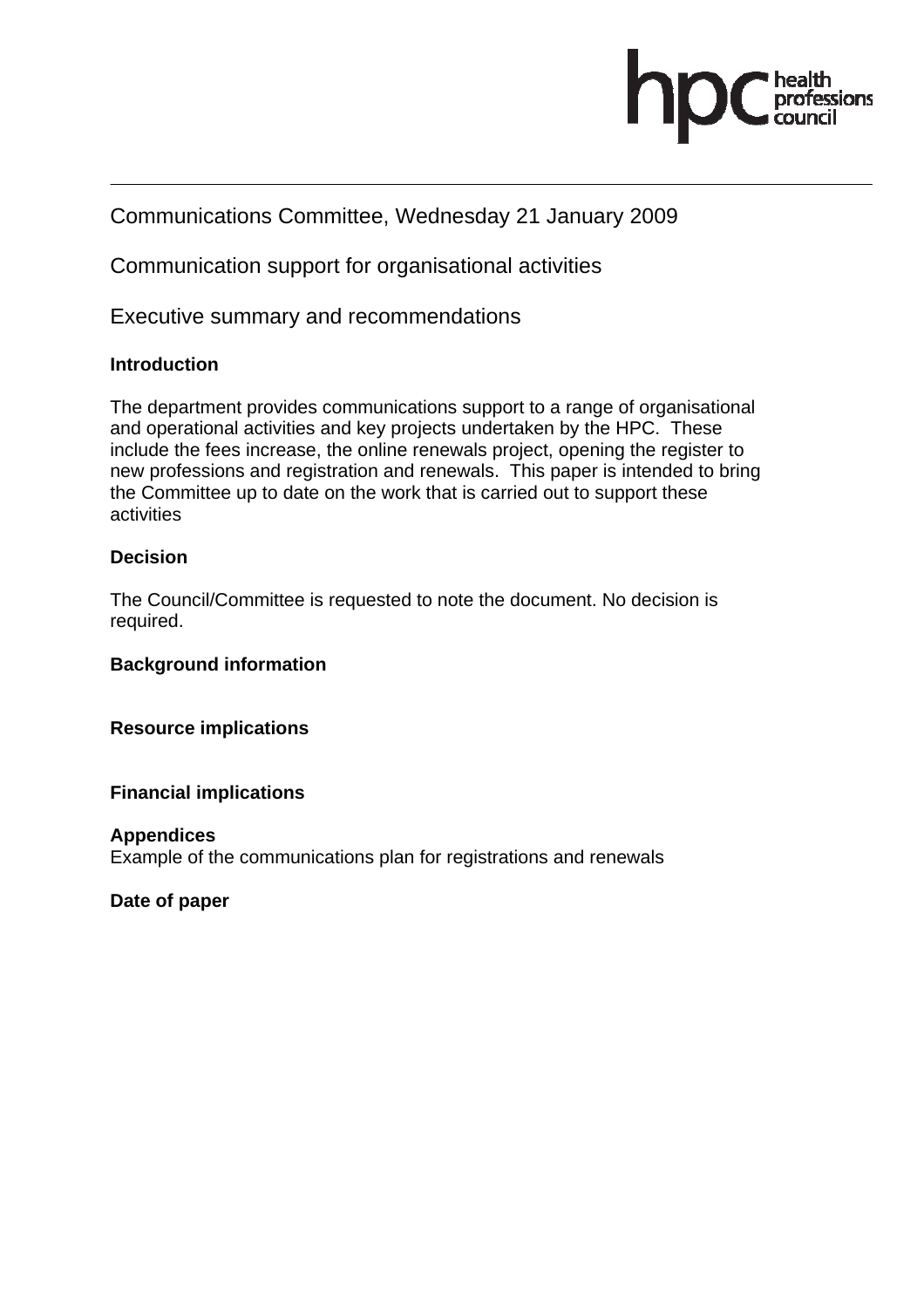hpc health professions council

Communications Committee, Wednesday 21 January 2009

Communication support for organisational activities

Executive summary and recommendations

**Introduction**

The department provides communications support to a range of organisational and operational activities and key projects undertaken by the HPC. These include the fees increase, the online renewals project, opening the register to new professions and registration and renewals. This paper is intended to bring the Committee up to date on the work that is carried out to support these activities

**Decision**

The Council/Committee is requested to note the document. No decision is required.

**Background information**

**Resource implications**

**Financial implications**

**Appendices**
Example of the communications plan for registrations and renewals

**Date of paper**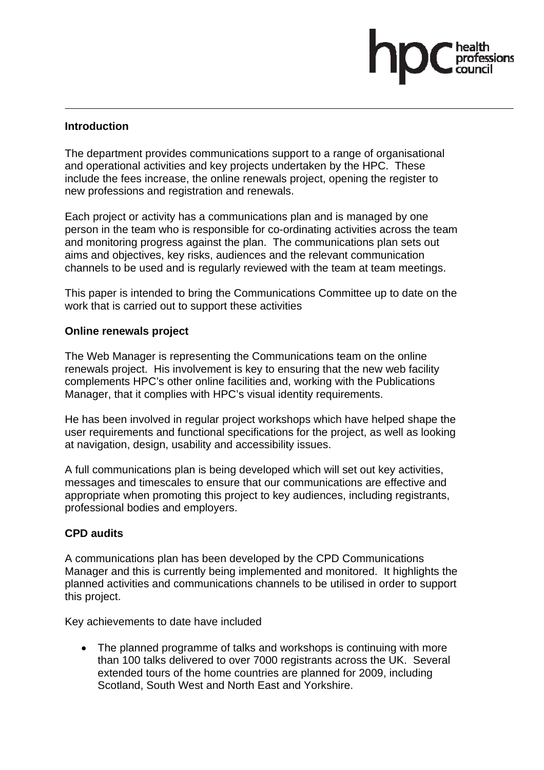## Introduction

The department provides communications support to a range of organisational and operational activities and key projects undertaken by the HPC. These include the fees increase, the online renewals project, opening the register to new professions and registration and renewals.

Each project or activity has a communications plan and is managed by one person in the team who is responsible for co-ordinating activities across the team and monitoring progress against the plan. The communications plan sets out aims and objectives, key risks, audiences and the relevant communication channels to be used and is regularly reviewed with the team at team meetings.

This paper is intended to bring the Communications Committee up to date on the work that is carried out to support these activities

## Online renewals project

The Web Manager is representing the Communications team on the online renewals project. His involvement is key to ensuring that the new web facility complements HPC's other online facilities and, working with the Publications Manager, that it complies with HPC's visual identity requirements.

He has been involved in regular project workshops which have helped shape the user requirements and functional specifications for the project, as well as looking at navigation, design, usability and accessibility issues.

A full communications plan is being developed which will set out key activities, messages and timescales to ensure that our communications are effective and appropriate when promoting this project to key audiences, including registrants, professional bodies and employers.

## CPD audits

A communications plan has been developed by the CPD Communications Manager and this is currently being implemented and monitored. It highlights the planned activities and communications channels to be utilised in order to support this project.

Key achievements to date have included

- The planned programme of talks and workshops is continuing with more than 100 talks delivered to over 7000 registrants across the UK. Several extended tours of the home countries are planned for 2009, including Scotland, South West and North East and Yorkshire.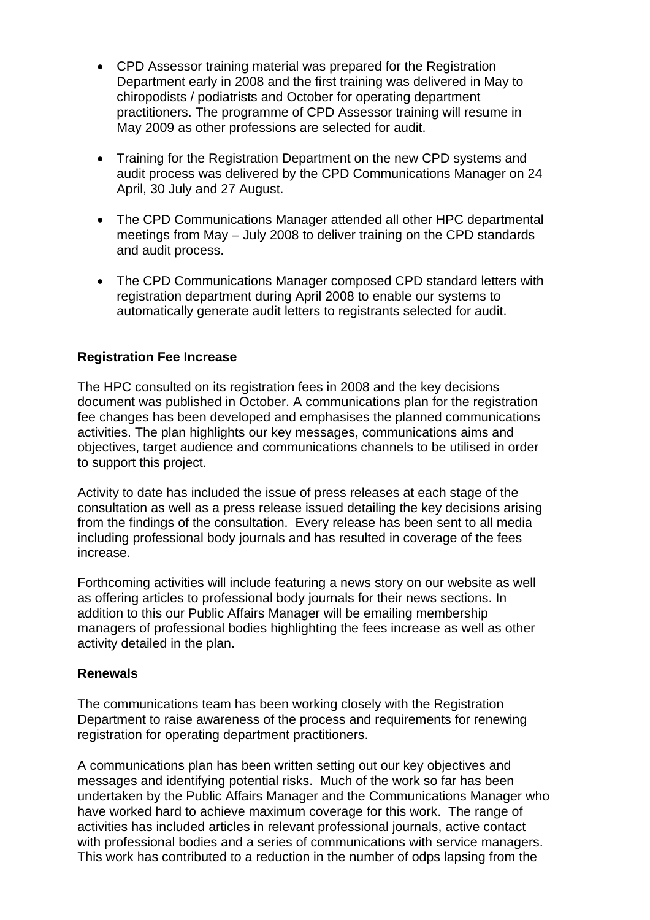- CPD Assessor training material was prepared for the Registration Department early in 2008 and the first training was delivered in May to chiropodists / podiatrists and October for operating department practitioners. The programme of CPD Assessor training will resume in May 2009 as other professions are selected for audit.

- Training for the Registration Department on the new CPD systems and audit process was delivered by the CPD Communications Manager on 24 April, 30 July and 27 August.

- The CPD Communications Manager attended all other HPC departmental meetings from May – July 2008 to deliver training on the CPD standards and audit process.

- The CPD Communications Manager composed CPD standard letters with registration department during April 2008 to enable our systems to automatically generate audit letters to registrants selected for audit.

**Registration Fee Increase**

The HPC consulted on its registration fees in 2008 and the key decisions document was published in October. A communications plan for the registration fee changes has been developed and emphasises the planned communications activities. The plan highlights our key messages, communications aims and objectives, target audience and communications channels to be utilised in order to support this project.

Activity to date has included the issue of press releases at each stage of the consultation as well as a press release issued detailing the key decisions arising from the findings of the consultation. Every release has been sent to all media including professional body journals and has resulted in coverage of the fees increase.

Forthcoming activities will include featuring a news story on our website as well as offering articles to professional body journals for their news sections. In addition to this our Public Affairs Manager will be emailing membership managers of professional bodies highlighting the fees increase as well as other activity detailed in the plan.

**Renewals**

The communications team has been working closely with the Registration Department to raise awareness of the process and requirements for renewing registration for operating department practitioners.

A communications plan has been written setting out our key objectives and messages and identifying potential risks. Much of the work so far has been undertaken by the Public Affairs Manager and the Communications Manager who have worked hard to achieve maximum coverage for this work. The range of activities has included articles in relevant professional journals, active contact with professional bodies and a series of communications with service managers. This work has contributed to a reduction in the number of odps lapsing from the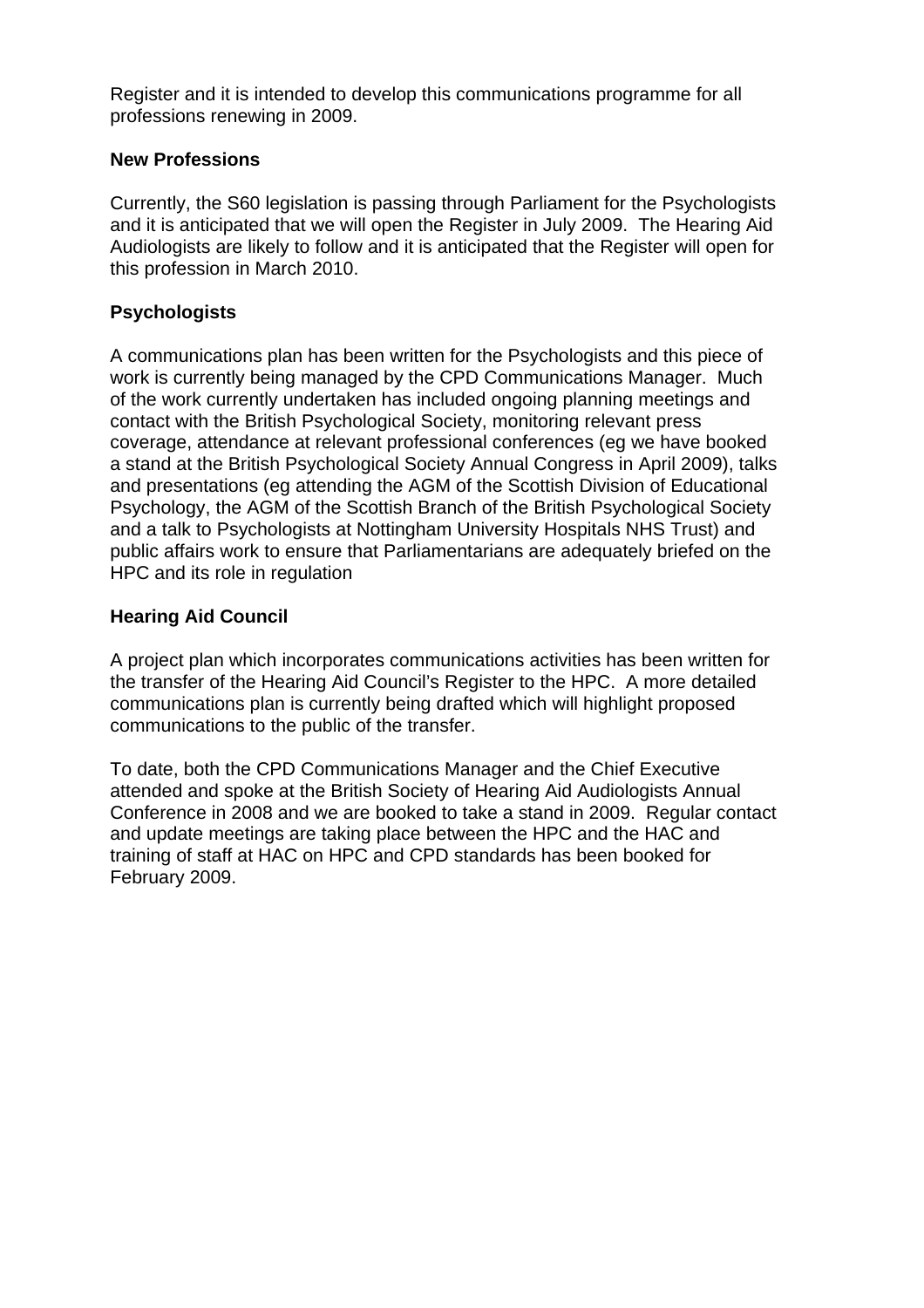Register and it is intended to develop this communications programme for all professions renewing in 2009.

**New Professions**

Currently, the S60 legislation is passing through Parliament for the Psychologists and it is anticipated that we will open the Register in July 2009. The Hearing Aid Audiologists are likely to follow and it is anticipated that the Register will open for this profession in March 2010.

**Psychologists**

A communications plan has been written for the Psychologists and this piece of work is currently being managed by the CPD Communications Manager. Much of the work currently undertaken has included ongoing planning meetings and contact with the British Psychological Society, monitoring relevant press coverage, attendance at relevant professional conferences (eg we have booked a stand at the British Psychological Society Annual Congress in April 2009), talks and presentations (eg attending the AGM of the Scottish Division of Educational Psychology, the AGM of the Scottish Branch of the British Psychological Society and a talk to Psychologists at Nottingham University Hospitals NHS Trust) and public affairs work to ensure that Parliamentarians are adequately briefed on the HPC and its role in regulation

**Hearing Aid Council**

A project plan which incorporates communications activities has been written for the transfer of the Hearing Aid Council's Register to the HPC. A more detailed communications plan is currently being drafted which will highlight proposed communications to the public of the transfer.

To date, both the CPD Communications Manager and the Chief Executive attended and spoke at the British Society of Hearing Aid Audiologists Annual Conference in 2008 and we are booked to take a stand in 2009. Regular contact and update meetings are taking place between the HPC and the HAC and training of staff at HAC on HPC and CPD standards has been booked for February 2009.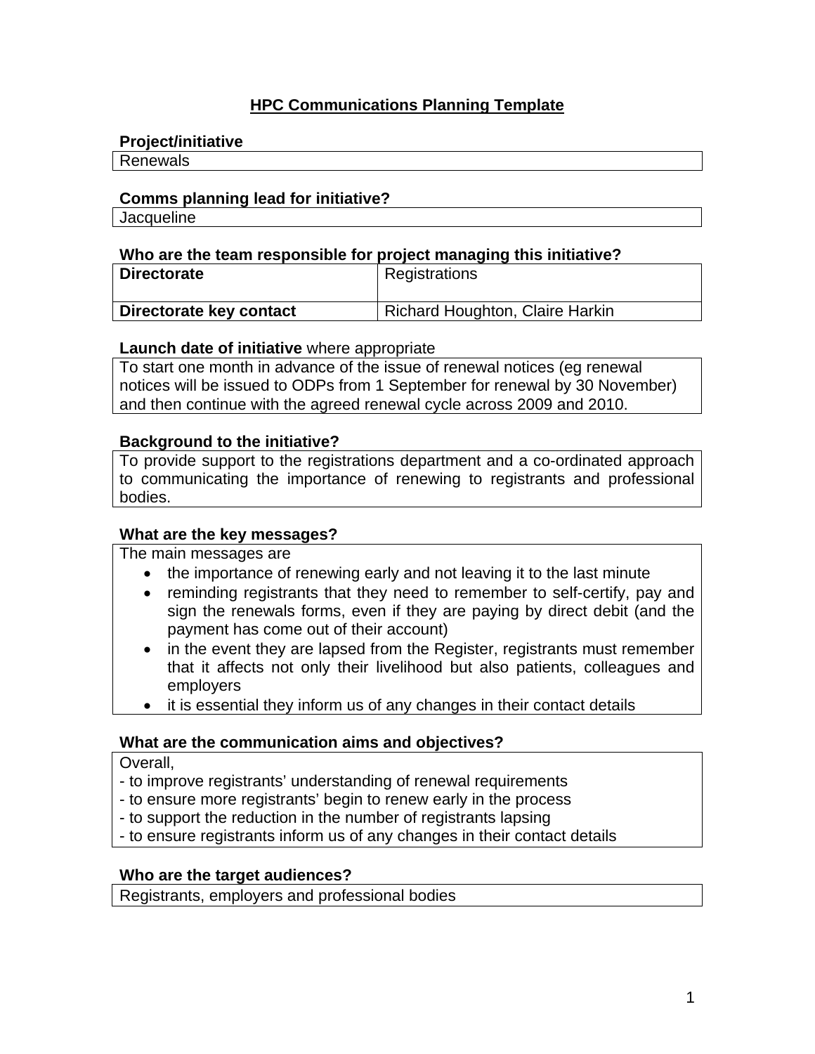# HPC Communications Planning Template

**Project/initiative**

Renewals

**Comms planning lead for initiative?**

Jacqueline

**Who are the team responsible for project managing this initiative?**

| | |
|---|---|
| **Directorate** | Registrations |
| **Directorate key contact** | Richard Houghton, Claire Harkin |

**Launch date of initiative** where appropriate

To start one month in advance of the issue of renewal notices (eg renewal notices will be issued to ODPs from 1 September for renewal by 30 November) and then continue with the agreed renewal cycle across 2009 and 2010.

**Background to the initiative?**

To provide support to the registrations department and a co-ordinated approach to communicating the importance of renewing to registrants and professional bodies.

**What are the key messages?**

The main messages are

- the importance of renewing early and not leaving it to the last minute
- reminding registrants that they need to remember to self-certify, pay and sign the renewals forms, even if they are paying by direct debit (and the payment has come out of their account)
- in the event they are lapsed from the Register, registrants must remember that it affects not only their livelihood but also patients, colleagues and employers
- it is essential they inform us of any changes in their contact details

**What are the communication aims and objectives?**

Overall,
- to improve registrants' understanding of renewal requirements
- to ensure more registrants' begin to renew early in the process
- to support the reduction in the number of registrants lapsing
- to ensure registrants inform us of any changes in their contact details

**Who are the target audiences?**

Registrants, employers and professional bodies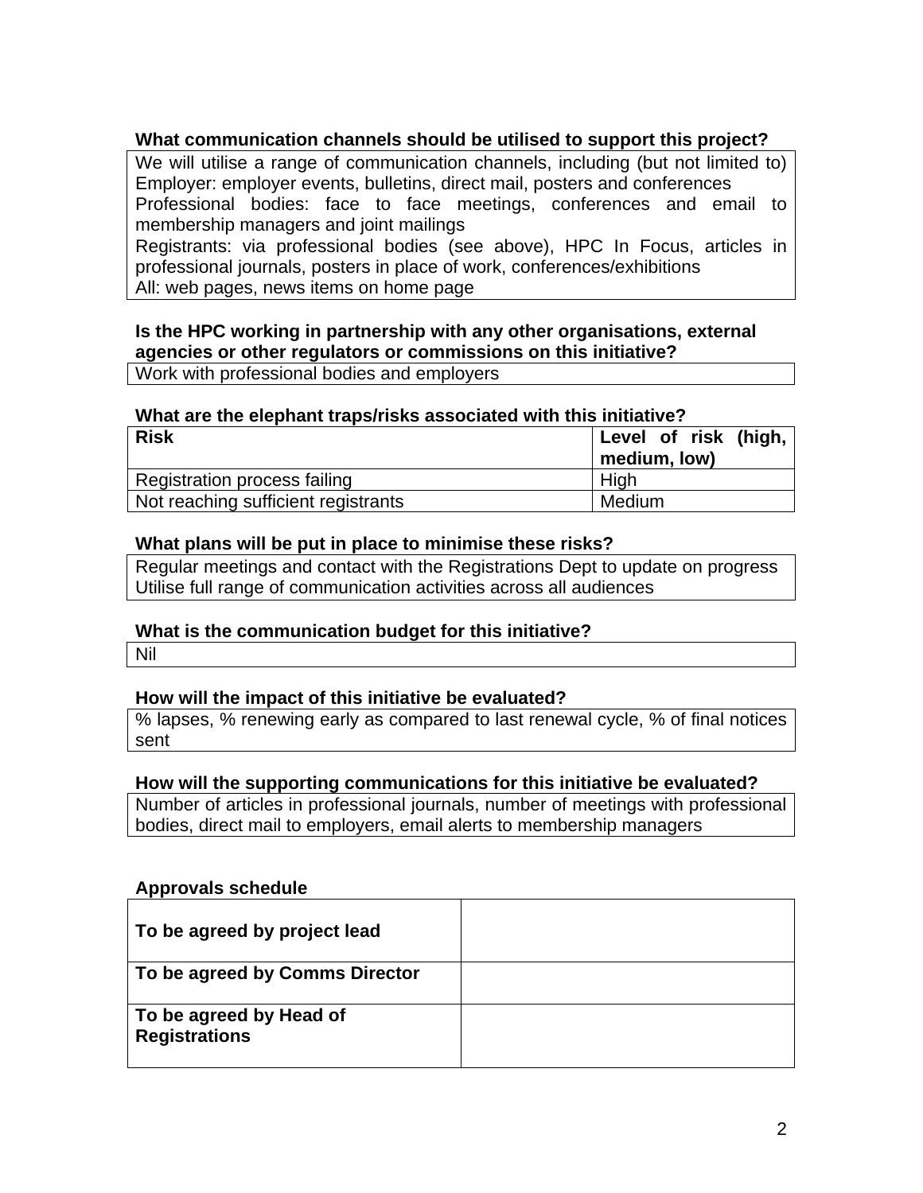**What communication channels should be utilised to support this project?**

We will utilise a range of communication channels, including (but not limited to)
Employer: employer events, bulletins, direct mail, posters and conferences
Professional bodies: face to face meetings, conferences and email to membership managers and joint mailings
Registrants: via professional bodies (see above), HPC In Focus, articles in professional journals, posters in place of work, conferences/exhibitions
All: web pages, news items on home page

**Is the HPC working in partnership with any other organisations, external agencies or other regulators or commissions on this initiative?**

Work with professional bodies and employers

**What are the elephant traps/risks associated with this initiative?**

| **Risk** | **Level of risk (high, medium, low)** |
|---|---|
| Registration process failing | High |
| Not reaching sufficient registrants | Medium |

**What plans will be put in place to minimise these risks?**

Regular meetings and contact with the Registrations Dept to update on progress
Utilise full range of communication activities across all audiences

**What is the communication budget for this initiative?**

Nil

**How will the impact of this initiative be evaluated?**

% lapses, % renewing early as compared to last renewal cycle, % of final notices sent

**How will the supporting communications for this initiative be evaluated?**

Number of articles in professional journals, number of meetings with professional bodies, direct mail to employers, email alerts to membership managers

**Approvals schedule**

| | |
|---|---|
| **To be agreed by project lead** | |
| **To be agreed by Comms Director** | |
| **To be agreed by Head of Registrations** | |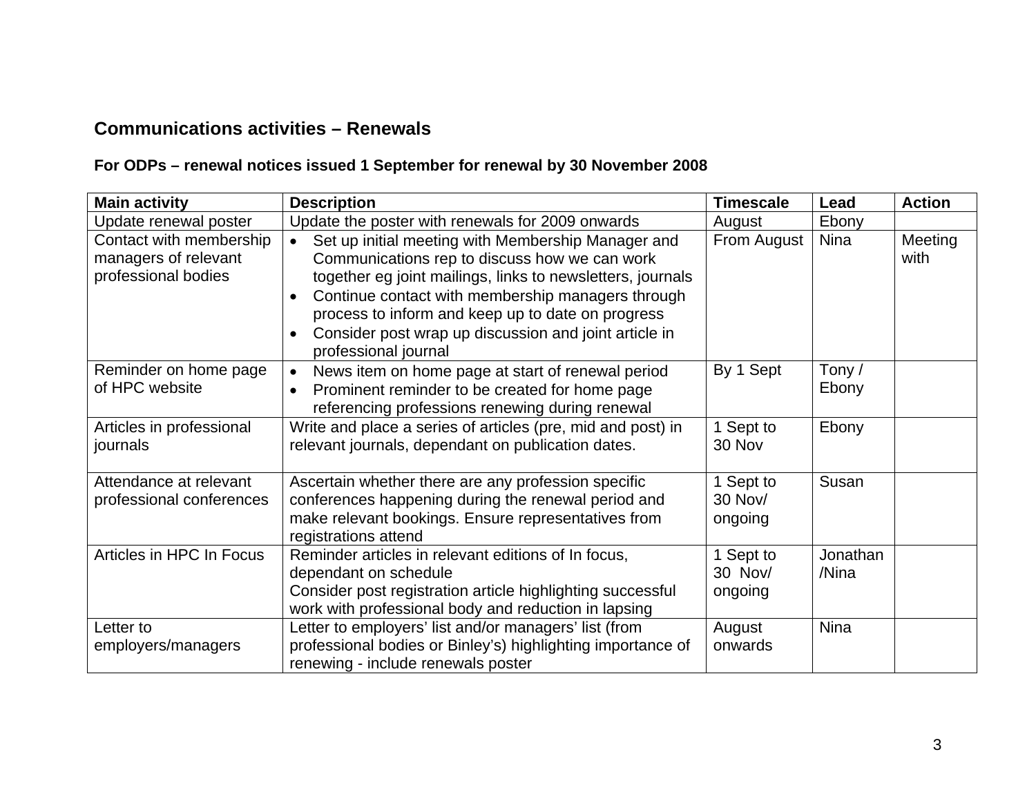## Communications activities – Renewals

### For ODPs – renewal notices issued 1 September for renewal by 30 November 2008

| Main activity | Description | Timescale | Lead | Action |
|---|---|---|---|---|
| Update renewal poster | Update the poster with renewals for 2009 onwards | August | Ebony | |
| Contact with membership managers of relevant professional bodies | • Set up initial meeting with Membership Manager and Communications rep to discuss how we can work together eg joint mailings, links to newsletters, journals<br>• Continue contact with membership managers through process to inform and keep up to date on progress<br>• Consider post wrap up discussion and joint article in professional journal | From August | Nina | Meeting with |
| Reminder on home page of HPC website | • News item on home page at start of renewal period<br>• Prominent reminder to be created for home page referencing professions renewing during renewal | By 1 Sept | Tony / Ebony | |
| Articles in professional journals | Write and place a series of articles (pre, mid and post) in relevant journals, dependant on publication dates. | 1 Sept to 30 Nov | Ebony | |
| Attendance at relevant professional conferences | Ascertain whether there are any profession specific conferences happening during the renewal period and make relevant bookings. Ensure representatives from registrations attend | 1 Sept to 30 Nov/ ongoing | Susan | |
| Articles in HPC In Focus | Reminder articles in relevant editions of In focus, dependant on schedule<br>Consider post registration article highlighting successful work with professional body and reduction in lapsing | 1 Sept to 30 Nov/ ongoing | Jonathan /Nina | |
| Letter to employers/managers | Letter to employers' list and/or managers' list (from professional bodies or Binley's) highlighting importance of renewing - include renewals poster | August onwards | Nina | |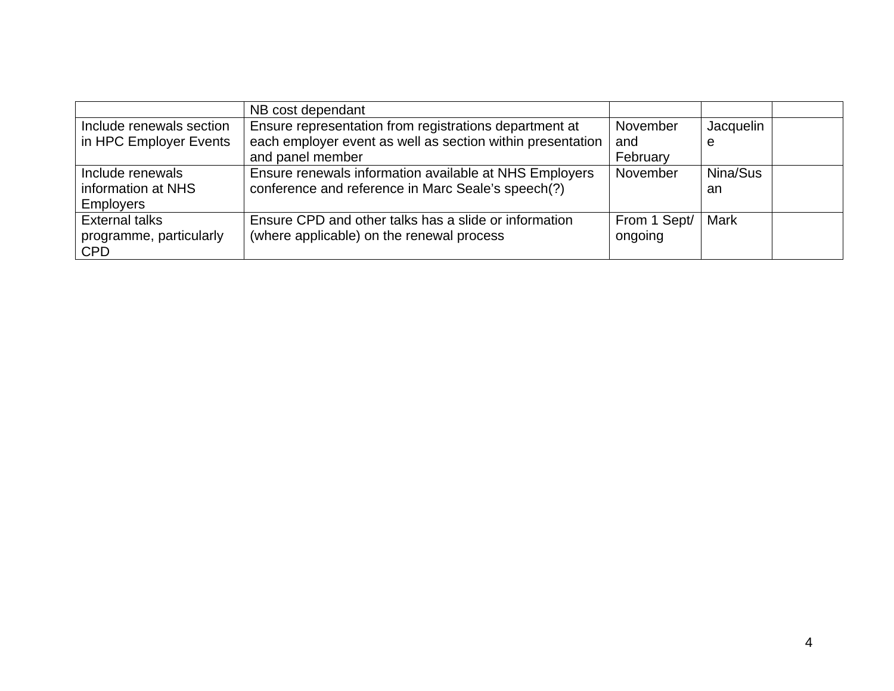| | | | | |
|---|---|---|---|---|
| | NB cost dependant | | | |
| Include renewals section in HPC Employer Events | Ensure representation from registrations department at each employer event as well as section within presentation and panel member | November and February | Jacqueline | |
| Include renewals information at NHS Employers | Ensure renewals information available at NHS Employers conference and reference in Marc Seale's speech(?) | November | Nina/Susan | |
| External talks programme, particularly CPD | Ensure CPD and other talks has a slide or information (where applicable) on the renewal process | From 1 Sept/ ongoing | Mark | |